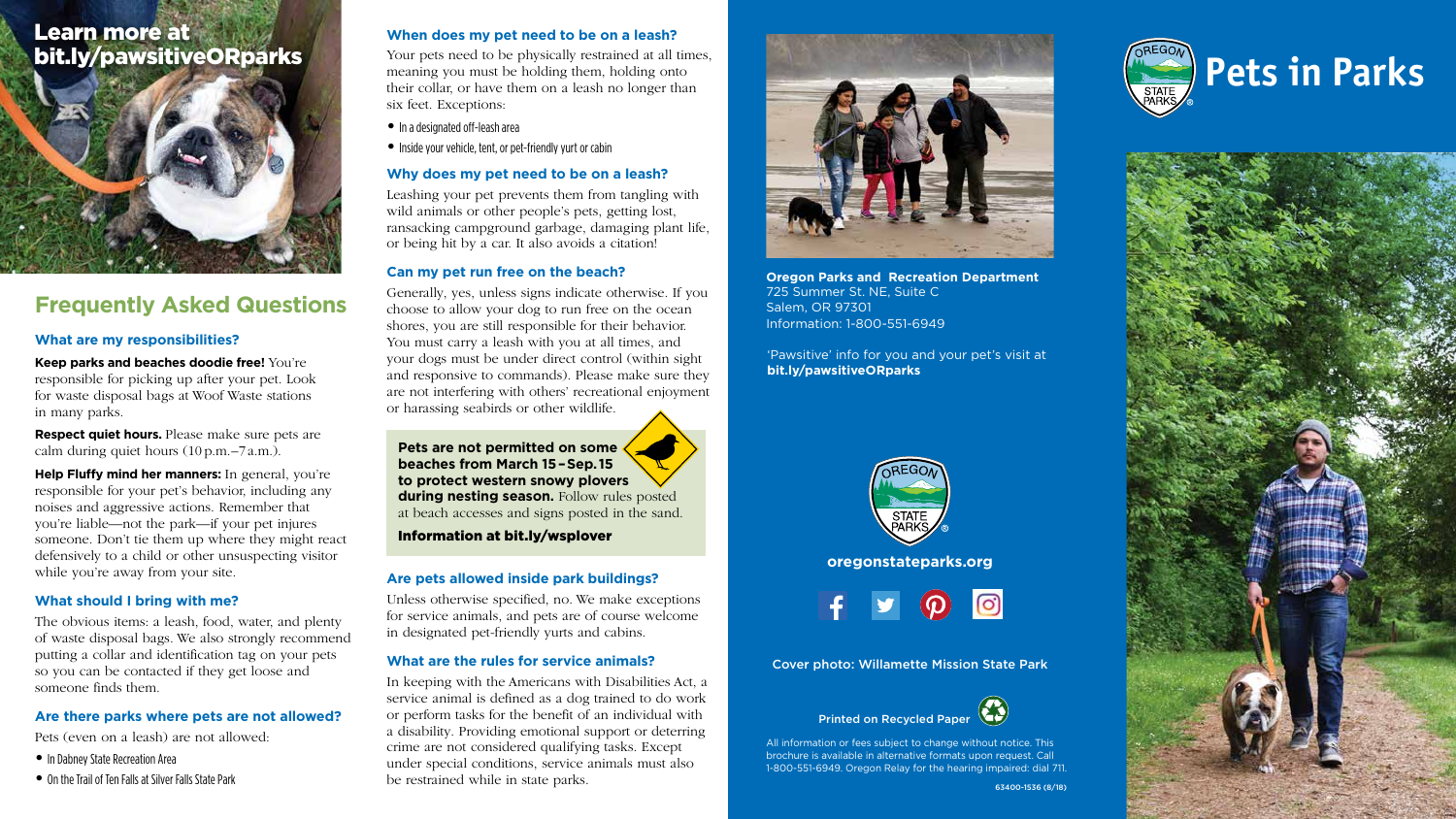**Learn more at bit.ly/pawsitiveORparks**

## Frequently Asked Questions

### What are my responsibilities?

**Keep parks and beaches doodie free!** You're responsible for picking up after your pet. Look for waste disposal bags at Woof Waste stations in many parks.

**Respect quiet hours.** Please make sure pets are calm during quiet hours (10 p.m.–7 a.m.).

**Help Fluffy mind her manners:** In general, you're responsible for your pet's behavior, including any noises and aggressive actions. Remember that you're liable—not the park—if your pet injures someone. Don't tie them up where they might react defensively to a child or other unsuspecting visitor while you're away from your site.

### What should I bring with me?

The obvious items: a leash, food, water, and plenty of waste disposal bags. We also strongly recommend putting a collar and identification tag on your pets so you can be contacted if they get loose and someone finds them.

### Are there parks where pets are not allowed?

Pets (even on a leash) are not allowed:

- In Dabney State Recreation Area
- On the Trail of Ten Falls at Silver Falls State Park

### When does my pet need to be on a leash?

Your pets need to be physically restrained at all times, meaning you must be holding them, holding onto their collar, or have them on a leash no longer than six feet. Exceptions:

- In a designated off-leash area
- Inside your vehicle, tent, or pet-friendly yurt or cabin

### Why does my pet need to be on a leash?

Leashing your pet prevents them from tangling with wild animals or other people's pets, getting lost, ransacking campground garbage, damaging plant life, or being hit by a car. It also avoids a citation!

### Can my pet run free on the beach?

Generally, yes, unless signs indicate otherwise. If you choose to allow your dog to run free on the ocean shores, you are still responsible for their behavior. You must carry a leash with you at all times, and your dogs must be under direct control (within sight and responsive to commands). Please make sure they are not interfering with others' recreational enjoyment or harassing seabirds or other wildlife.

**Pets are not permitted on some beaches from March 15 – Sep. 15 to protect western snowy plovers during nesting season.** Follow rules posted at beach accesses and signs posted in the sand.

**Information at bit.ly/wsplover**

### Are pets allowed inside park buildings?

Unless otherwise specified, no. We make exceptions for service animals, and pets are of course welcome in designated pet-friendly yurts and cabins.

### What are the rules for service animals?

In keeping with the Americans with Disabilities Act, a service animal is defined as a dog trained to do work or perform tasks for the benefit of an individual with a disability. Providing emotional support or deterring crime are not considered qualifying tasks. Except under special conditions, service animals must also be restrained while in state parks.

**Oregon Parks and Recreation Department**
725 Summer St. NE, Suite C
Salem, OR 97301
Information: 1-800-551-6949

'Pawsitive' info for you and your pet's visit at **bit.ly/pawsitiveORparks**

Oregon State Parks

**oregonstateparks.org**

Cover photo: Willamette Mission State Park

Printed on Recycled Paper

All information or fees subject to change without notice. This brochure is available in alternative formats upon request. Call 1-800-551-6949. Oregon Relay for the hearing impaired: dial 711.

63400-1536 (8/18)

# Pets in Parks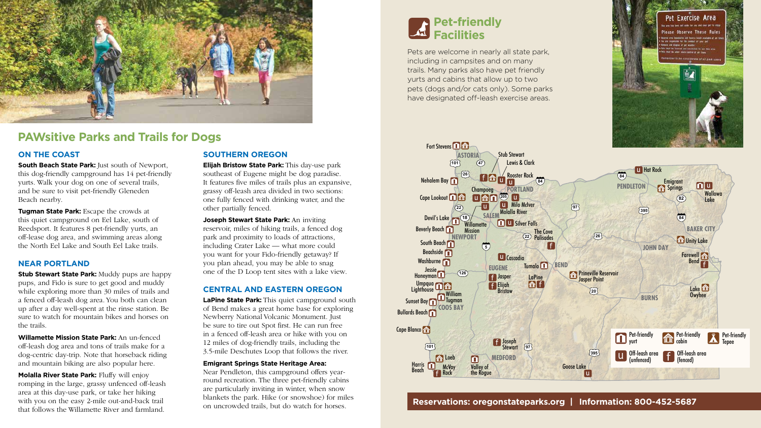## PAWsitive Parks and Trails for Dogs

### ON THE COAST

**South Beach State Park:** Just south of Newport, this dog-friendly campground has 14 pet-friendly yurts. Walk your dog on one of several trails, and be sure to visit pet-friendly Gleneden Beach nearby.

**Tugman State Park:** Escape the crowds at this quiet campground on Eel Lake, south of Reedsport. It features 8 pet-friendly yurts, an off-lease dog area, and swimming areas along the North Eel Lake and South Eel Lake trails.

### NEAR PORTLAND

**Stub Stewart State Park:** Muddy pups are happy pups, and Fido is sure to get good and muddy while exploring more than 30 miles of trails and a fenced off-leash dog area. You both can clean up after a day well-spent at the rinse station. Be sure to watch for mountain bikes and horses on the trails.

**Willamette Mission State Park:** An un-fenced off-leash dog area and tons of trails make for a dog-centric day-trip. Note that horseback riding and mountain biking are also popular here.

**Molalla River State Park:** Fluffy will enjoy romping in the large, grassy unfenced off-leash area at this day-use park, or take her hiking with you on the easy 2-mile out-and-back trail that follows the Willamette River and farmland.

### SOUTHERN OREGON

**Elijah Bristow State Park:** This day-use park southeast of Eugene might be dog paradise. It features five miles of trails plus an expansive, grassy off-leash area divided in two sections: one fully fenced with drinking water, and the other partially fenced.

**Joseph Stewart State Park:** An inviting reservoir, miles of hiking trails, a fenced dog park and proximity to loads of attractions, including Crater Lake — what more could you want for your Fido-friendly getaway? If you plan ahead, you may be able to snag one of the D Loop tent sites with a lake view.

### CENTRAL AND EASTERN OREGON

**LaPine State Park:** This quiet campground south of Bend makes a great home base for exploring Newberry National Volcanic Monument. Just be sure to tire out Spot first. He can run free in a fenced off-leash area or hike with you on 12 miles of dog-friendly trails, including the 3.5-mile Deschutes Loop that follows the river.

**Emigrant Springs State Heritage Area:** Near Pendleton, this campground offers year-round recreation. The three pet-friendly cabins are particularly inviting in winter, when snow blankets the park. Hike (or snowshoe) for miles on uncrowded trails, but do watch for horses.

## Pet-friendly Facilities

Pets are welcome in nearly all state park, including in campsites and on many trails. Many parks also have pet friendly yurts and cabins that allow up to two pets (dogs and/or cats only). Some parks have designated off-leash exercise areas.

Pet Exercise Area
Please Observe These Rules

Fort Stevens
ASTORIA
Stub Stewart
Lewis & Clark
Nehalem Bay
Rooster Rock
Champoeg
PORTLAND
Cape Lookout
Milo McIver
Molalla River
SALEM
Devil's Lake
Willamette Mission
Silver Falls
Beverly Beach
NEWPORT
The Cove Palisades
South Beach
Beachside
Washburne
Cascadia
EUGENE
Tumalo
BEND
Jessie Honeyman
Jasper
LaPine
Prineville Reservoir
Jasper Point
Elijah Bristow
Umpqua Lighthouse
William Tugman
Sunset Bay
COOS BAY
Bullards Beach
Cape Blanco
Joseph Stewart
MEDFORD
Loeb
Harris Beach
McVay Rock
Valley of the Rogue
Goose Lake
Hat Rock
PENDLETON
Emigrant Springs
Wallowa Lake
BAKER CITY
Unity Lake
JOHN DAY
Farewell Bend
Lake Owyhee
BURNS

Pet-friendly yurt
Pet-friendly cabin
Pet-friendly Tepee
Off-leash area (unfenced)
Off-leash area (fenced)

**Reservations: oregonstateparks.org | Information: 800-452-5687**